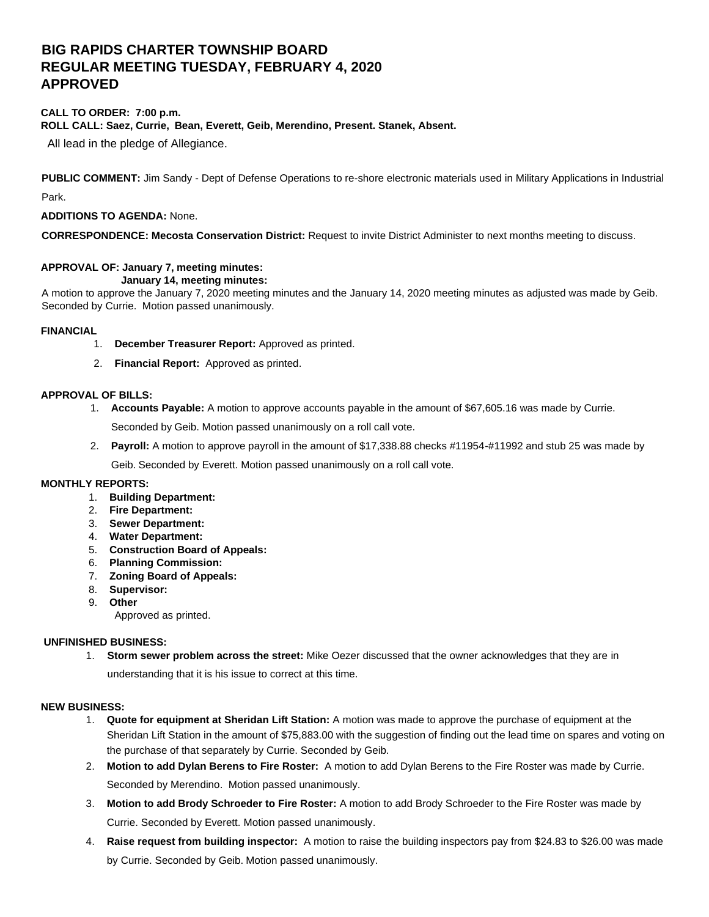# BIG RAPIDS CHARTER TOWNSHIP BOARD
# REGULAR MEETING TUESDAY, FEBRUARY 4, 2020
# APPROVED

**CALL TO ORDER: 7:00 p.m.**
**ROLL CALL: Saez, Currie, Bean, Everett, Geib, Merendino, Present. Stanek, Absent.**

All lead in the pledge of Allegiance.

**PUBLIC COMMENT:** Jim Sandy - Dept of Defense Operations to re-shore electronic materials used in Military Applications in Industrial Park.

**ADDITIONS TO AGENDA:** None.

**CORRESPONDENCE: Mecosta Conservation District:** Request to invite District Administer to next months meeting to discuss.

**APPROVAL OF: January 7, meeting minutes:**
**January 14, meeting minutes:**

A motion to approve the January 7, 2020 meeting minutes and the January 14, 2020 meeting minutes as adjusted was made by Geib. Seconded by Currie. Motion passed unanimously.

**FINANCIAL**

1. **December Treasurer Report:** Approved as printed.
2. **Financial Report:** Approved as printed.

**APPROVAL OF BILLS:**

1. **Accounts Payable:** A motion to approve accounts payable in the amount of $67,605.16 was made by Currie. Seconded by Geib. Motion passed unanimously on a roll call vote.
2. **Payroll:** A motion to approve payroll in the amount of $17,338.88 checks #11954-#11992 and stub 25 was made by Geib. Seconded by Everett. Motion passed unanimously on a roll call vote.

**MONTHLY REPORTS:**

1. **Building Department:**
2. **Fire Department:**
3. **Sewer Department:**
4. **Water Department:**
5. **Construction Board of Appeals:**
6. **Planning Commission:**
7. **Zoning Board of Appeals:**
8. **Supervisor:**
9. **Other**

   Approved as printed.

**UNFINISHED BUSINESS:**

1. **Storm sewer problem across the street:** Mike Oezer discussed that the owner acknowledges that they are in understanding that it is his issue to correct at this time.

**NEW BUSINESS:**

1. **Quote for equipment at Sheridan Lift Station:** A motion was made to approve the purchase of equipment at the Sheridan Lift Station in the amount of $75,883.00 with the suggestion of finding out the lead time on spares and voting on the purchase of that separately by Currie. Seconded by Geib.
2. **Motion to add Dylan Berens to Fire Roster:** A motion to add Dylan Berens to the Fire Roster was made by Currie. Seconded by Merendino. Motion passed unanimously.
3. **Motion to add Brody Schroeder to Fire Roster:** A motion to add Brody Schroeder to the Fire Roster was made by Currie. Seconded by Everett. Motion passed unanimously.
4. **Raise request from building inspector:** A motion to raise the building inspectors pay from $24.83 to $26.00 was made by Currie. Seconded by Geib. Motion passed unanimously.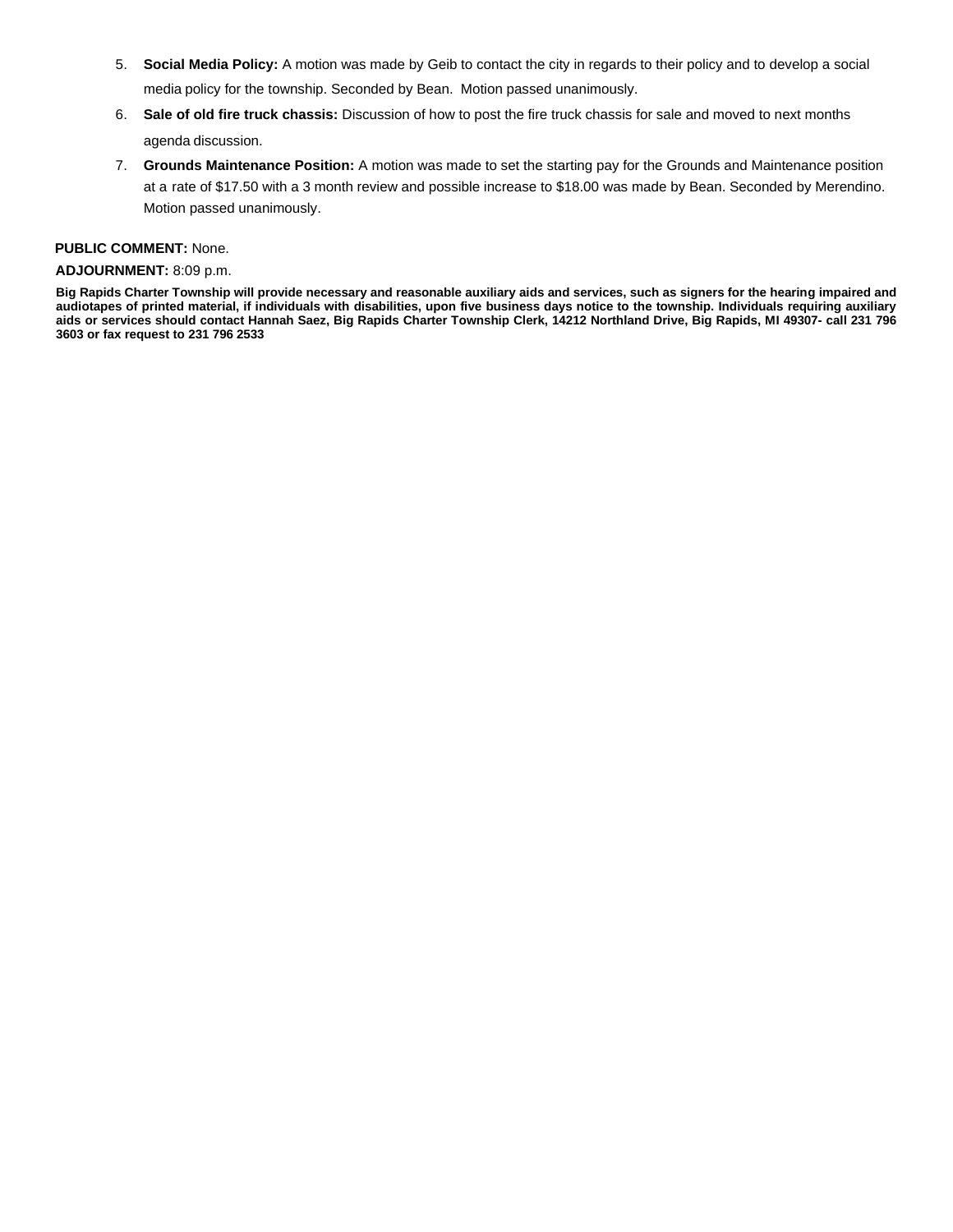5. **Social Media Policy:** A motion was made by Geib to contact the city in regards to their policy and to develop a social media policy for the township. Seconded by Bean. Motion passed unanimously.
6. **Sale of old fire truck chassis:** Discussion of how to post the fire truck chassis for sale and moved to next months agenda discussion.
7. **Grounds Maintenance Position:** A motion was made to set the starting pay for the Grounds and Maintenance position at a rate of $17.50 with a 3 month review and possible increase to $18.00 was made by Bean. Seconded by Merendino. Motion passed unanimously.

**PUBLIC COMMENT:** None.

**ADJOURNMENT:** 8:09 p.m.

**Big Rapids Charter Township will provide necessary and reasonable auxiliary aids and services, such as signers for the hearing impaired and audiotapes of printed material, if individuals with disabilities, upon five business days notice to the township. Individuals requiring auxiliary aids or services should contact Hannah Saez, Big Rapids Charter Township Clerk, 14212 Northland Drive, Big Rapids, MI 49307- call 231 796 3603 or fax request to 231 796 2533**